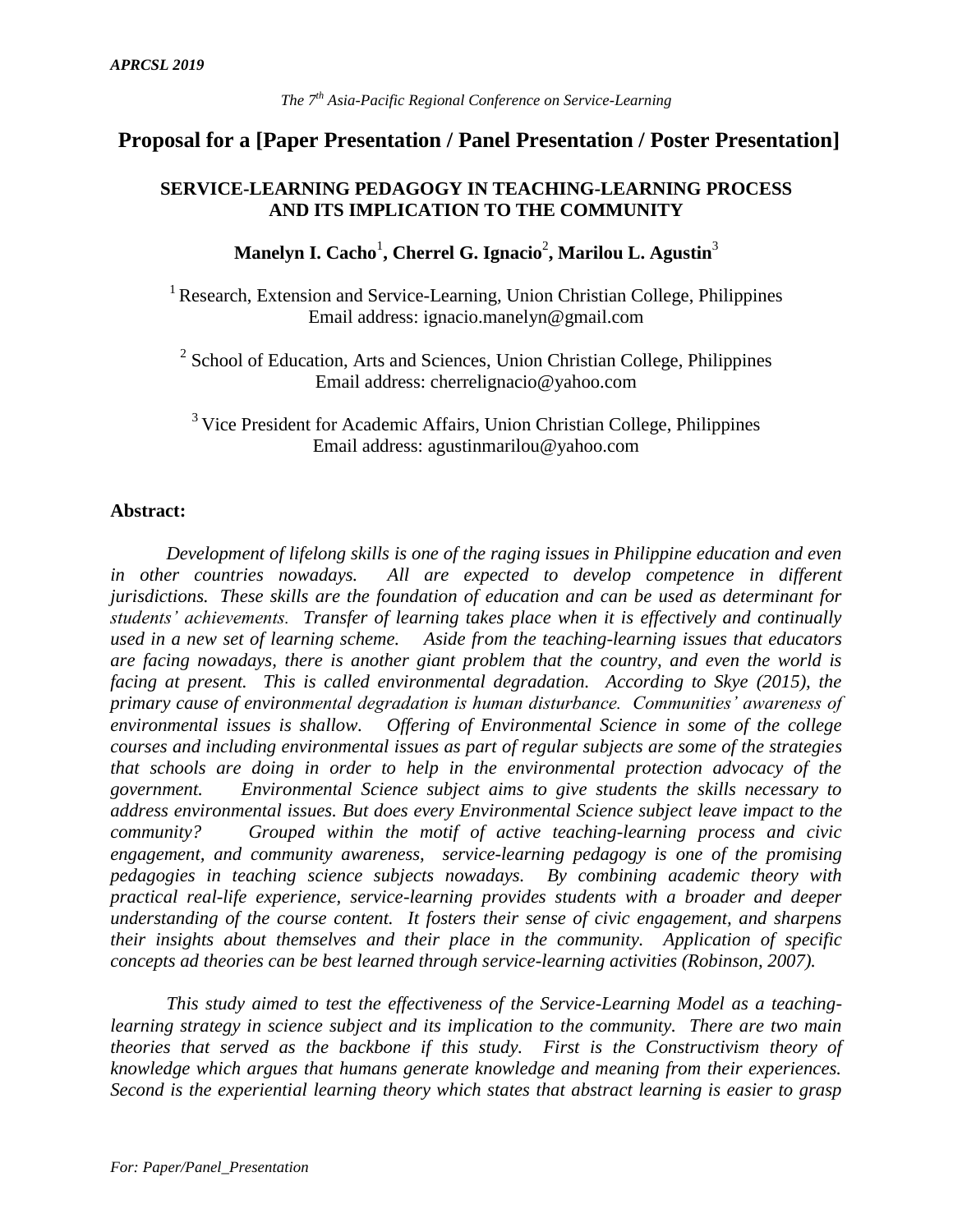*The 7th Asia-Pacific Regional Conference on Service-Learning*

# Proposal for a [Paper Presentation / Panel Presentation / Poster Presentation]

## SERVICE-LEARNING PEDAGOGY IN TEACHING-LEARNING PROCESS AND ITS IMPLICATION TO THE COMMUNITY

**Manelyn I. Cacho[1], Cherrel G. Ignacio[2], Marilou L. Agustin[3]**

[1] Research, Extension and Service-Learning, Union Christian College, Philippines
Email address: ignacio.manelyn@gmail.com

[2] School of Education, Arts and Sciences, Union Christian College, Philippines
Email address: cherrelignacio@yahoo.com

[3] Vice President for Academic Affairs, Union Christian College, Philippines
Email address: agustinmarilou@yahoo.com

**Abstract:**

*Development of lifelong skills is one of the raging issues in Philippine education and even in other countries nowadays. All are expected to develop competence in different jurisdictions. These skills are the foundation of education and can be used as determinant for students' achievements. Transfer of learning takes place when it is effectively and continually used in a new set of learning scheme. Aside from the teaching-learning issues that educators are facing nowadays, there is another giant problem that the country, and even the world is facing at present. This is called environmental degradation. According to Skye (2015), the primary cause of environmental degradation is human disturbance. Communities' awareness of environmental issues is shallow. Offering of Environmental Science in some of the college courses and including environmental issues as part of regular subjects are some of the strategies that schools are doing in order to help in the environmental protection advocacy of the government. Environmental Science subject aims to give students the skills necessary to address environmental issues. But does every Environmental Science subject leave impact to the community? Grouped within the motif of active teaching-learning process and civic engagement, and community awareness, service-learning pedagogy is one of the promising pedagogies in teaching science subjects nowadays. By combining academic theory with practical real-life experience, service-learning provides students with a broader and deeper understanding of the course content. It fosters their sense of civic engagement, and sharpens their insights about themselves and their place in the community. Application of specific concepts ad theories can be best learned through service-learning activities (Robinson, 2007).*

*This study aimed to test the effectiveness of the Service-Learning Model as a teaching-learning strategy in science subject and its implication to the community. There are two main theories that served as the backbone if this study. First is the Constructivism theory of knowledge which argues that humans generate knowledge and meaning from their experiences. Second is the experiential learning theory which states that abstract learning is easier to grasp*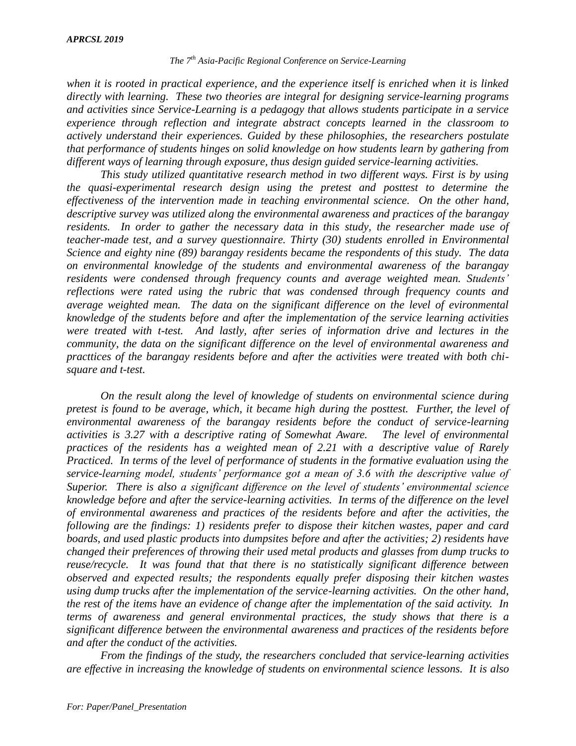*when it is rooted in practical experience, and the experience itself is enriched when it is linked directly with learning. These two theories are integral for designing service-learning programs and activities since Service-Learning is a pedagogy that allows students participate in a service experience through reflection and integrate abstract concepts learned in the classroom to actively understand their experiences. Guided by these philosophies, the researchers postulate that performance of students hinges on solid knowledge on how students learn by gathering from different ways of learning through exposure, thus design guided service-learning activities.*

*This study utilized quantitative research method in two different ways. First is by using the quasi-experimental research design using the pretest and posttest to determine the effectiveness of the intervention made in teaching environmental science. On the other hand, descriptive survey was utilized along the environmental awareness and practices of the barangay residents. In order to gather the necessary data in this study, the researcher made use of teacher-made test, and a survey questionnaire. Thirty (30) students enrolled in Environmental Science and eighty nine (89) barangay residents became the respondents of this study. The data on environmental knowledge of the students and environmental awareness of the barangay residents were condensed through frequency counts and average weighted mean. Students' reflections were rated using the rubric that was condensed through frequency counts and average weighted mean. The data on the significant difference on the level of evironmental knowledge of the students before and after the implementation of the service learning activities were treated with t-test. And lastly, after series of information drive and lectures in the community, the data on the significant difference on the level of environmental awareness and practtices of the barangay residents before and after the activities were treated with both chi-square and t-test.*

*On the result along the level of knowledge of students on environmental science during pretest is found to be average, which, it became high during the posttest. Further, the level of environmental awareness of the barangay residents before the conduct of service-learning activities is 3.27 with a descriptive rating of Somewhat Aware. The level of environmental practices of the residents has a weighted mean of 2.21 with a descriptive value of Rarely Practiced. In terms of the level of performance of students in the formative evaluation using the service-learning model, students' performance got a mean of 3.6 with the descriptive value of Superior. There is also a significant difference on the level of students' environmental science knowledge before and after the service-learning activities. In terms of the difference on the level of environmental awareness and practices of the residents before and after the activities, the following are the findings: 1) residents prefer to dispose their kitchen wastes, paper and card boards, and used plastic products into dumpsites before and after the activities; 2) residents have changed their preferences of throwing their used metal products and glasses from dump trucks to reuse/recycle. It was found that that there is no statistically significant difference between observed and expected results; the respondents equally prefer disposing their kitchen wastes using dump trucks after the implementation of the service-learning activities. On the other hand, the rest of the items have an evidence of change after the implementation of the said activity. In terms of awareness and general environmental practices, the study shows that there is a significant difference between the environmental awareness and practices of the residents before and after the conduct of the activities.*

*From the findings of the study, the researchers concluded that service-learning activities are effective in increasing the knowledge of students on environmental science lessons. It is also*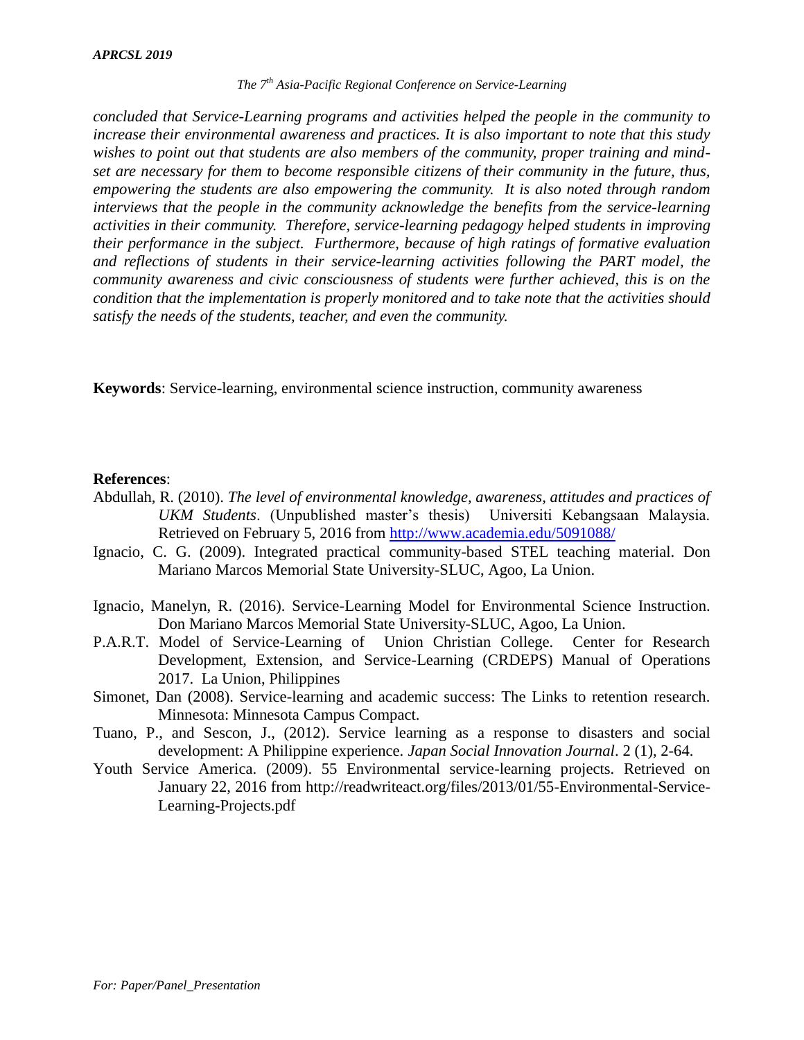*concluded that Service-Learning programs and activities helped the people in the community to increase their environmental awareness and practices. It is also important to note that this study wishes to point out that students are also members of the community, proper training and mind-set are necessary for them to become responsible citizens of their community in the future, thus, empowering the students are also empowering the community. It is also noted through random interviews that the people in the community acknowledge the benefits from the service-learning activities in their community. Therefore, service-learning pedagogy helped students in improving their performance in the subject. Furthermore, because of high ratings of formative evaluation and reflections of students in their service-learning activities following the PART model, the community awareness and civic consciousness of students were further achieved, this is on the condition that the implementation is properly monitored and to take note that the activities should satisfy the needs of the students, teacher, and even the community.*

**Keywords**: Service-learning, environmental science instruction, community awareness

**References**:

Abdullah, R. (2010). *The level of environmental knowledge, awareness, attitudes and practices of UKM Students*. (Unpublished master's thesis) Universiti Kebangsaan Malaysia. Retrieved on February 5, 2016 from http://www.academia.edu/5091088/

Ignacio, C. G. (2009). Integrated practical community-based STEL teaching material. Don Mariano Marcos Memorial State University-SLUC, Agoo, La Union.

Ignacio, Manelyn, R. (2016). Service-Learning Model for Environmental Science Instruction. Don Mariano Marcos Memorial State University-SLUC, Agoo, La Union.

P.A.R.T. Model of Service-Learning of Union Christian College. Center for Research Development, Extension, and Service-Learning (CRDEPS) Manual of Operations 2017. La Union, Philippines

Simonet, Dan (2008). Service-learning and academic success: The Links to retention research. Minnesota: Minnesota Campus Compact.

Tuano, P., and Sescon, J., (2012). Service learning as a response to disasters and social development: A Philippine experience. *Japan Social Innovation Journal*. 2 (1), 2-64.

Youth Service America. (2009). 55 Environmental service-learning projects. Retrieved on January 22, 2016 from http://readwriteact.org/files/2013/01/55-Environmental-Service-Learning-Projects.pdf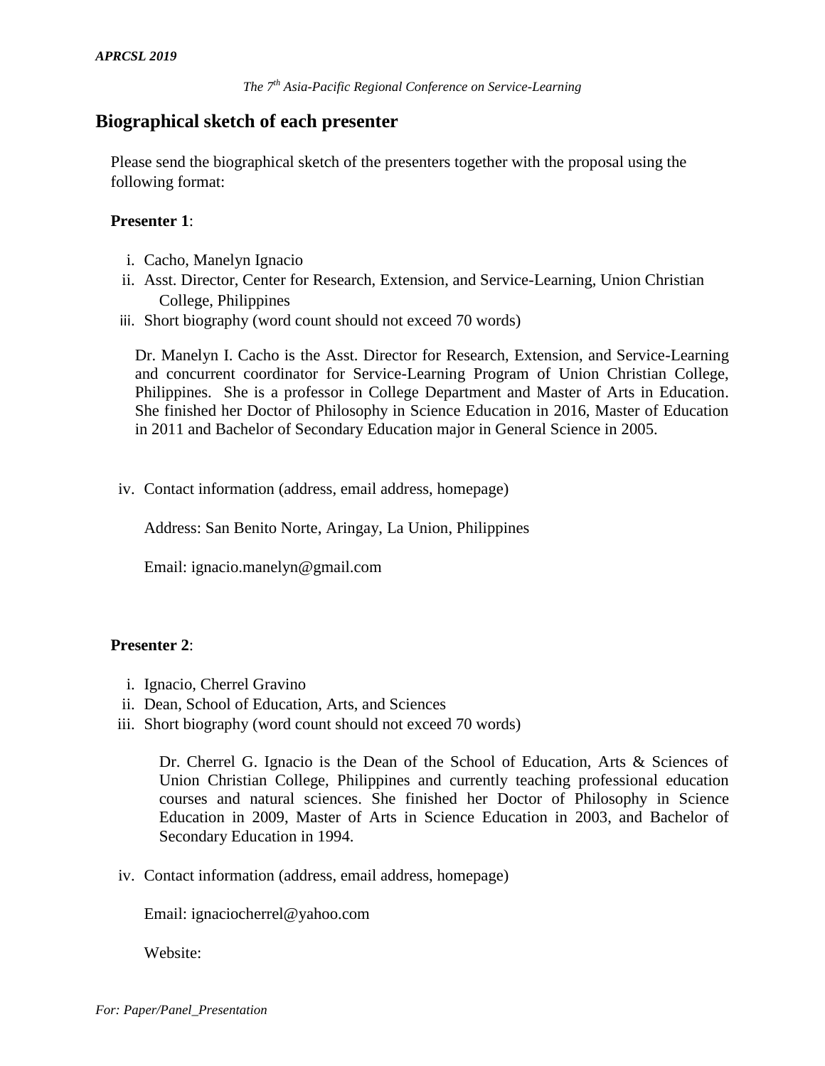## Biographical sketch of each presenter

Please send the biographical sketch of the presenters together with the proposal using the following format:

**Presenter 1**:

i. Cacho, Manelyn Ignacio
ii. Asst. Director, Center for Research, Extension, and Service-Learning, Union Christian College, Philippines
iii. Short biography (word count should not exceed 70 words)

Dr. Manelyn I. Cacho is the Asst. Director for Research, Extension, and Service-Learning and concurrent coordinator for Service-Learning Program of Union Christian College, Philippines. She is a professor in College Department and Master of Arts in Education. She finished her Doctor of Philosophy in Science Education in 2016, Master of Education in 2011 and Bachelor of Secondary Education major in General Science in 2005.

iv. Contact information (address, email address, homepage)

Address: San Benito Norte, Aringay, La Union, Philippines

Email: ignacio.manelyn@gmail.com

**Presenter 2**:

i. Ignacio, Cherrel Gravino
ii. Dean, School of Education, Arts, and Sciences
iii. Short biography (word count should not exceed 70 words)

Dr. Cherrel G. Ignacio is the Dean of the School of Education, Arts & Sciences of Union Christian College, Philippines and currently teaching professional education courses and natural sciences. She finished her Doctor of Philosophy in Science Education in 2009, Master of Arts in Science Education in 2003, and Bachelor of Secondary Education in 1994.

iv. Contact information (address, email address, homepage)

Email: ignaciocherrel@yahoo.com

Website: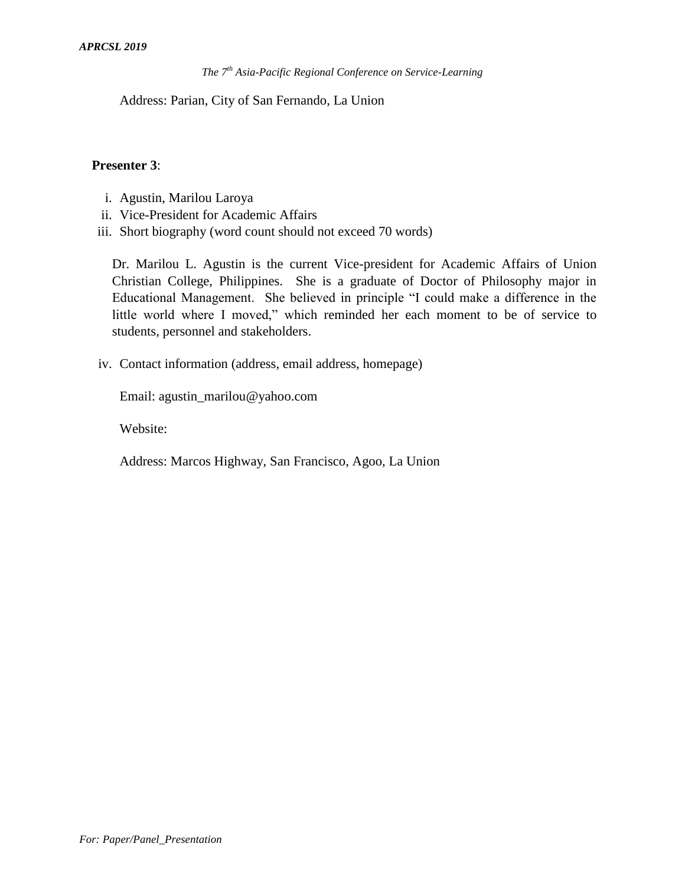Address: Parian, City of San Fernando, La Union

**Presenter 3**:

i. Agustin, Marilou Laroya
ii. Vice-President for Academic Affairs
iii. Short biography (word count should not exceed 70 words)

Dr. Marilou L. Agustin is the current Vice-president for Academic Affairs of Union Christian College, Philippines. She is a graduate of Doctor of Philosophy major in Educational Management. She believed in principle "I could make a difference in the little world where I moved," which reminded her each moment to be of service to students, personnel and stakeholders.

iv. Contact information (address, email address, homepage)

Email: agustin_marilou@yahoo.com

Website:

Address: Marcos Highway, San Francisco, Agoo, La Union